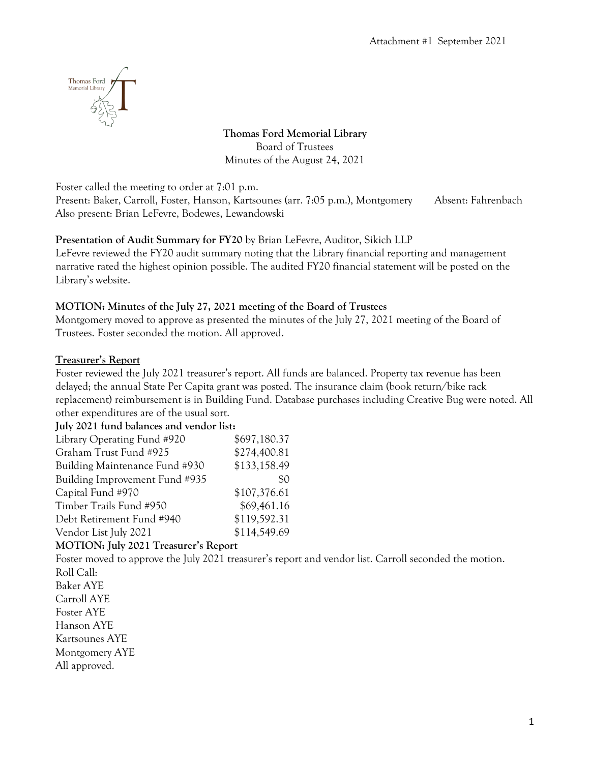Attachment #1 September 2021

**Thomas Ford Memorial Library**
Board of Trustees
Minutes of the August 24, 2021

Foster called the meeting to order at 7:01 p.m.
Present: Baker, Carroll, Foster, Hanson, Kartsounes (arr. 7:05 p.m.), Montgomery Absent: Fahrenbach
Also present: Brian LeFevre, Bodewes, Lewandowski

**Presentation of Audit Summary for FY20** by Brian LeFevre, Auditor, Sikich LLP
LeFevre reviewed the FY20 audit summary noting that the Library financial reporting and management narrative rated the highest opinion possible. The audited FY20 financial statement will be posted on the Library's website.

**MOTION: Minutes of the July 27, 2021 meeting of the Board of Trustees**
Montgomery moved to approve as presented the minutes of the July 27, 2021 meeting of the Board of Trustees. Foster seconded the motion. All approved.

**Treasurer's Report**
Foster reviewed the July 2021 treasurer's report. All funds are balanced. Property tax revenue has been delayed; the annual State Per Capita grant was posted. The insurance claim (book return/bike rack replacement) reimbursement is in Building Fund. Database purchases including Creative Bug were noted. All other expenditures are of the usual sort.

**July 2021 fund balances and vendor list:**

| Fund | Balance |
|---|---|
| Library Operating Fund #920 | $697,180.37 |
| Graham Trust Fund #925 | $274,400.81 |
| Building Maintenance Fund #930 | $133,158.49 |
| Building Improvement Fund #935 | $0 |
| Capital Fund #970 | $107,376.61 |
| Timber Trails Fund #950 | $69,461.16 |
| Debt Retirement Fund #940 | $119,592.31 |
| Vendor List July 2021 | $114,549.69 |

**MOTION: July 2021 Treasurer's Report**
Foster moved to approve the July 2021 treasurer's report and vendor list. Carroll seconded the motion.
Roll Call:
Baker AYE
Carroll AYE
Foster AYE
Hanson AYE
Kartsounes AYE
Montgomery AYE
All approved.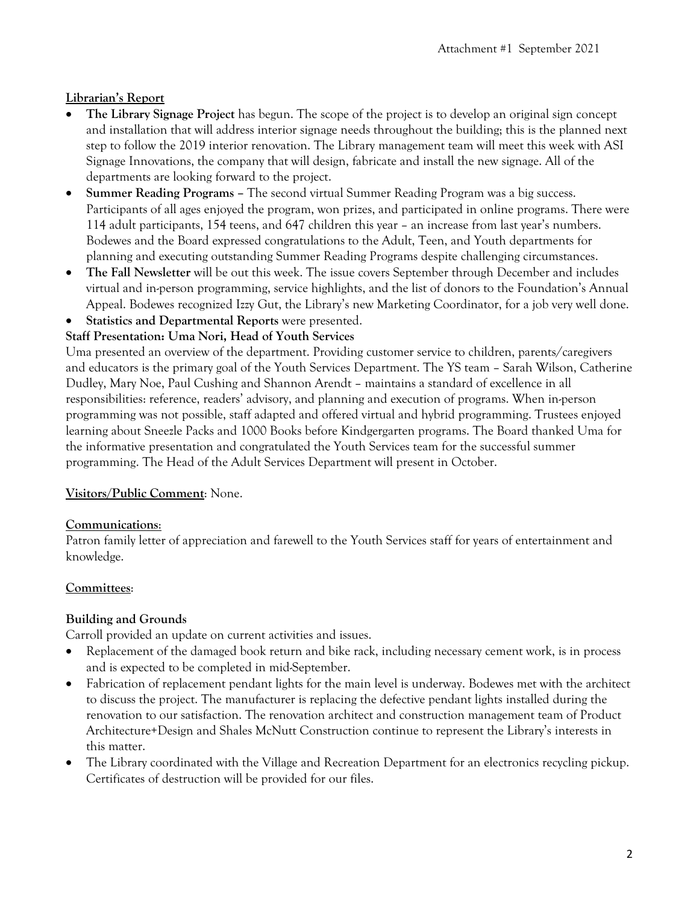Attachment #1 September 2021

**Librarian's Report**

- **The Library Signage Project** has begun. The scope of the project is to develop an original sign concept and installation that will address interior signage needs throughout the building; this is the planned next step to follow the 2019 interior renovation. The Library management team will meet this week with ASI Signage Innovations, the company that will design, fabricate and install the new signage. All of the departments are looking forward to the project.
- **Summer Reading Programs** – The second virtual Summer Reading Program was a big success. Participants of all ages enjoyed the program, won prizes, and participated in online programs. There were 114 adult participants, 154 teens, and 647 children this year – an increase from last year's numbers. Bodewes and the Board expressed congratulations to the Adult, Teen, and Youth departments for planning and executing outstanding Summer Reading Programs despite challenging circumstances.
- **The Fall Newsletter** will be out this week. The issue covers September through December and includes virtual and in-person programming, service highlights, and the list of donors to the Foundation's Annual Appeal. Bodewes recognized Izzy Gut, the Library's new Marketing Coordinator, for a job very well done.
- **Statistics and Departmental Reports** were presented.

**Staff Presentation: Uma Nori, Head of Youth Services**

Uma presented an overview of the department. Providing customer service to children, parents/caregivers and educators is the primary goal of the Youth Services Department. The YS team – Sarah Wilson, Catherine Dudley, Mary Noe, Paul Cushing and Shannon Arendt – maintains a standard of excellence in all responsibilities: reference, readers' advisory, and planning and execution of programs. When in-person programming was not possible, staff adapted and offered virtual and hybrid programming. Trustees enjoyed learning about Sneezle Packs and 1000 Books before Kindgergarten programs. The Board thanked Uma for the informative presentation and congratulated the Youth Services team for the successful summer programming. The Head of the Adult Services Department will present in October.

**Visitors/Public Comment**: None.

**Communications**:

Patron family letter of appreciation and farewell to the Youth Services staff for years of entertainment and knowledge.

**Committees**:

**Building and Grounds**

Carroll provided an update on current activities and issues.

- Replacement of the damaged book return and bike rack, including necessary cement work, is in process and is expected to be completed in mid-September.
- Fabrication of replacement pendant lights for the main level is underway. Bodewes met with the architect to discuss the project. The manufacturer is replacing the defective pendant lights installed during the renovation to our satisfaction. The renovation architect and construction management team of Product Architecture+Design and Shales McNutt Construction continue to represent the Library's interests in this matter.
- The Library coordinated with the Village and Recreation Department for an electronics recycling pickup. Certificates of destruction will be provided for our files.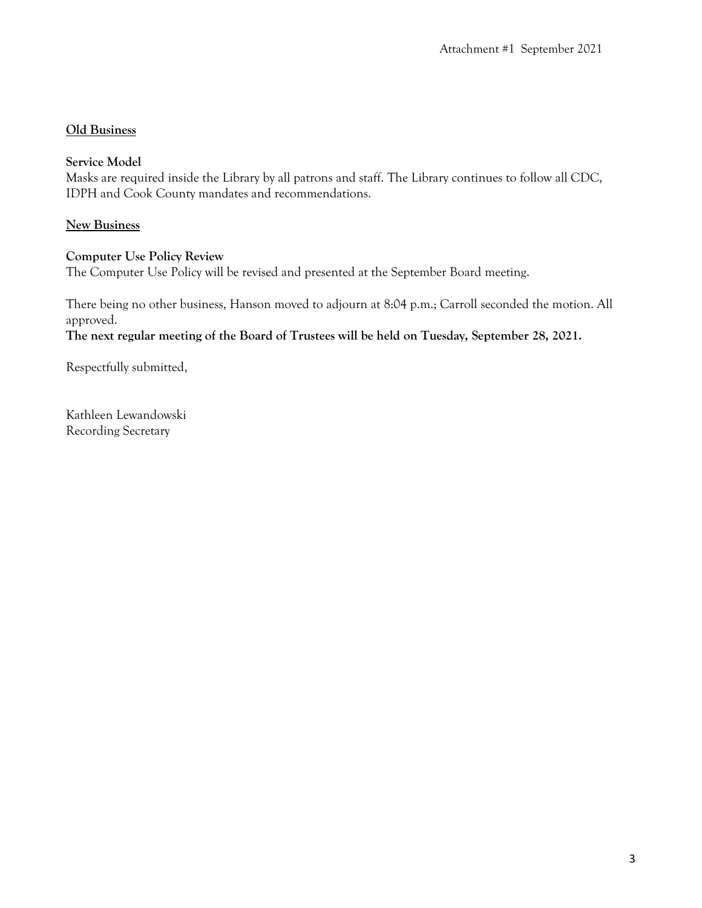**Old Business**

**Service Model**

Masks are required inside the Library by all patrons and staff. The Library continues to follow all CDC, IDPH and Cook County mandates and recommendations.

**New Business**

**Computer Use Policy Review**

The Computer Use Policy will be revised and presented at the September Board meeting.

There being no other business, Hanson moved to adjourn at 8:04 p.m.; Carroll seconded the motion. All approved.

**The next regular meeting of the Board of Trustees will be held on Tuesday, September 28, 2021.**

Respectfully submitted,

Kathleen Lewandowski
Recording Secretary